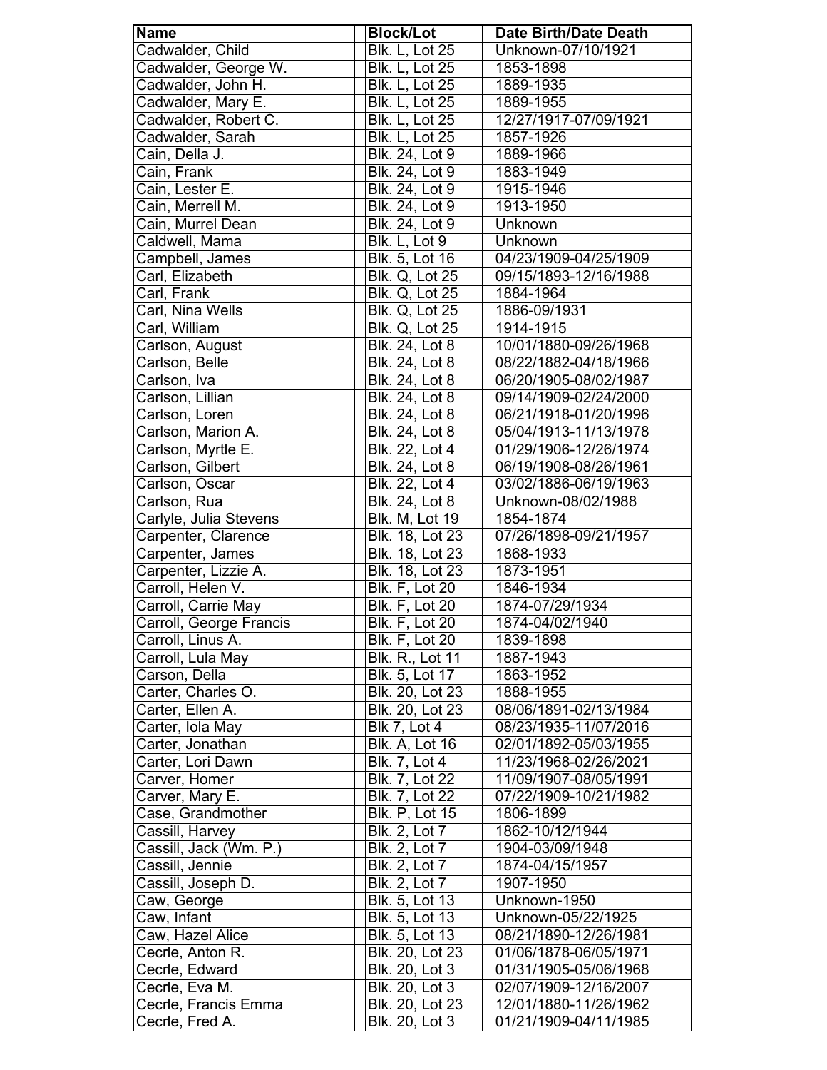| Name | Block/Lot | Date Birth/Date Death |
|---|---|---|
| Cadwalder, Child | Blk. L, Lot 25 | Unknown-07/10/1921 |
| Cadwalder, George W. | Blk. L, Lot 25 | 1853-1898 |
| Cadwalder, John H. | Blk. L, Lot 25 | 1889-1935 |
| Cadwalder, Mary E. | Blk. L, Lot 25 | 1889-1955 |
| Cadwalder, Robert C. | Blk. L, Lot 25 | 12/27/1917-07/09/1921 |
| Cadwalder, Sarah | Blk. L, Lot 25 | 1857-1926 |
| Cain, Della J. | Blk. 24, Lot 9 | 1889-1966 |
| Cain, Frank | Blk. 24, Lot 9 | 1883-1949 |
| Cain, Lester E. | Blk. 24, Lot 9 | 1915-1946 |
| Cain, Merrell M. | Blk. 24, Lot 9 | 1913-1950 |
| Cain, Murrel Dean | Blk. 24, Lot 9 | Unknown |
| Caldwell, Mama | Blk. L, Lot 9 | Unknown |
| Campbell, James | Blk. 5, Lot 16 | 04/23/1909-04/25/1909 |
| Carl, Elizabeth | Blk. Q, Lot 25 | 09/15/1893-12/16/1988 |
| Carl, Frank | Blk. Q, Lot 25 | 1884-1964 |
| Carl, Nina Wells | Blk. Q, Lot 25 | 1886-09/1931 |
| Carl, William | Blk. Q, Lot 25 | 1914-1915 |
| Carlson, August | Blk. 24, Lot 8 | 10/01/1880-09/26/1968 |
| Carlson, Belle | Blk. 24, Lot 8 | 08/22/1882-04/18/1966 |
| Carlson, Iva | Blk. 24, Lot 8 | 06/20/1905-08/02/1987 |
| Carlson, Lillian | Blk. 24, Lot 8 | 09/14/1909-02/24/2000 |
| Carlson, Loren | Blk. 24, Lot 8 | 06/21/1918-01/20/1996 |
| Carlson, Marion A. | Blk. 24, Lot 8 | 05/04/1913-11/13/1978 |
| Carlson, Myrtle E. | Blk. 22, Lot 4 | 01/29/1906-12/26/1974 |
| Carlson, Gilbert | Blk. 24, Lot 8 | 06/19/1908-08/26/1961 |
| Carlson, Oscar | Blk. 22, Lot 4 | 03/02/1886-06/19/1963 |
| Carlson, Rua | Blk. 24, Lot 8 | Unknown-08/02/1988 |
| Carlyle, Julia Stevens | Blk. M, Lot 19 | 1854-1874 |
| Carpenter, Clarence | Blk. 18, Lot 23 | 07/26/1898-09/21/1957 |
| Carpenter, James | Blk. 18, Lot 23 | 1868-1933 |
| Carpenter, Lizzie A. | Blk. 18, Lot 23 | 1873-1951 |
| Carroll, Helen V. | Blk. F, Lot 20 | 1846-1934 |
| Carroll, Carrie May | Blk. F, Lot 20 | 1874-07/29/1934 |
| Carroll, George Francis | Blk. F, Lot 20 | 1874-04/02/1940 |
| Carroll, Linus A. | Blk. F, Lot 20 | 1839-1898 |
| Carroll, Lula May | Blk. R., Lot 11 | 1887-1943 |
| Carson, Della | Blk. 5, Lot 17 | 1863-1952 |
| Carter, Charles O. | Blk. 20, Lot 23 | 1888-1955 |
| Carter, Ellen A. | Blk. 20, Lot 23 | 08/06/1891-02/13/1984 |
| Carter, Iola May | Blk 7, Lot 4 | 08/23/1935-11/07/2016 |
| Carter, Jonathan | Blk. A, Lot 16 | 02/01/1892-05/03/1955 |
| Carter, Lori Dawn | Blk. 7, Lot 4 | 11/23/1968-02/26/2021 |
| Carver, Homer | Blk. 7, Lot 22 | 11/09/1907-08/05/1991 |
| Carver, Mary E. | Blk. 7, Lot 22 | 07/22/1909-10/21/1982 |
| Case, Grandmother | Blk. P, Lot 15 | 1806-1899 |
| Cassill, Harvey | Blk. 2, Lot 7 | 1862-10/12/1944 |
| Cassill, Jack (Wm. P.) | Blk. 2, Lot 7 | 1904-03/09/1948 |
| Cassill, Jennie | Blk. 2, Lot 7 | 1874-04/15/1957 |
| Cassill, Joseph D. | Blk. 2, Lot 7 | 1907-1950 |
| Caw, George | Blk. 5, Lot 13 | Unknown-1950 |
| Caw, Infant | Blk. 5, Lot 13 | Unknown-05/22/1925 |
| Caw, Hazel Alice | Blk. 5, Lot 13 | 08/21/1890-12/26/1981 |
| Cecrle, Anton R. | Blk. 20, Lot 23 | 01/06/1878-06/05/1971 |
| Cecrle, Edward | Blk. 20, Lot 3 | 01/31/1905-05/06/1968 |
| Cecrle, Eva M. | Blk. 20, Lot 3 | 02/07/1909-12/16/2007 |
| Cecrle, Francis Emma | Blk. 20, Lot 23 | 12/01/1880-11/26/1962 |
| Cecrle, Fred A. | Blk. 20, Lot 3 | 01/21/1909-04/11/1985 |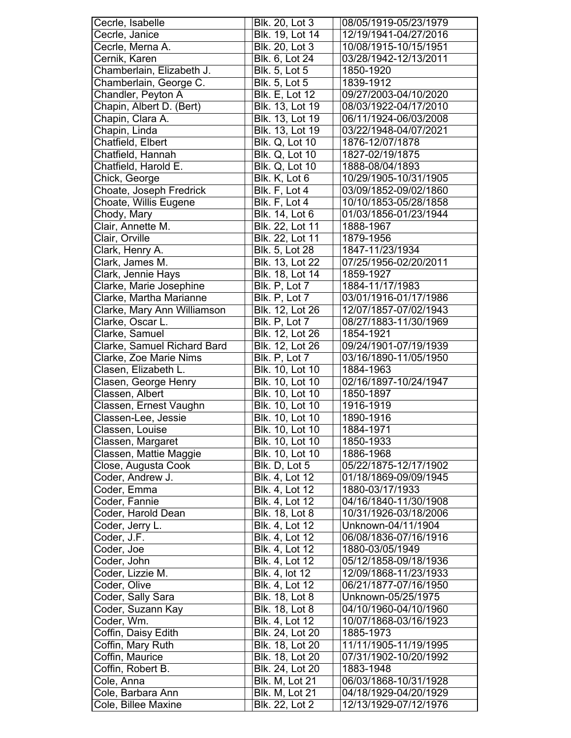| Cecrle, Isabelle | Blk. 20, Lot 3 | 08/05/1919-05/23/1979 |
|---|---|---|
| Cecrle, Janice | Blk. 19, Lot 14 | 12/19/1941-04/27/2016 |
| Cecrle, Merna A. | Blk. 20, Lot 3 | 10/08/1915-10/15/1951 |
| Cernik, Karen | Blk. 6, Lot 24 | 03/28/1942-12/13/2011 |
| Chamberlain, Elizabeth J. | Blk. 5, Lot 5 | 1850-1920 |
| Chamberlain, George C. | Blk. 5, Lot 5 | 1839-1912 |
| Chandler, Peyton A | Blk. E, Lot 12 | 09/27/2003-04/10/2020 |
| Chapin, Albert D. (Bert) | Blk. 13, Lot 19 | 08/03/1922-04/17/2010 |
| Chapin, Clara A. | Blk. 13, Lot 19 | 06/11/1924-06/03/2008 |
| Chapin, Linda | Blk. 13, Lot 19 | 03/22/1948-04/07/2021 |
| Chatfield, Elbert | Blk. Q, Lot 10 | 1876-12/07/1878 |
| Chatfield, Hannah | Blk. Q, Lot 10 | 1827-02/19/1875 |
| Chatfield, Harold E. | Blk. Q, Lot 10 | 1888-08/04/1893 |
| Chick, George | Blk. K, Lot 6 | 10/29/1905-10/31/1905 |
| Choate, Joseph Fredrick | Blk. F, Lot 4 | 03/09/1852-09/02/1860 |
| Choate, Willis Eugene | Blk. F, Lot 4 | 10/10/1853-05/28/1858 |
| Chody, Mary | Blk. 14, Lot 6 | 01/03/1856-01/23/1944 |
| Clair, Annette M. | Blk. 22, Lot 11 | 1888-1967 |
| Clair, Orville | Blk. 22, Lot 11 | 1879-1956 |
| Clark, Henry A. | Blk. 5, Lot 28 | 1847-11/23/1934 |
| Clark, James M. | Blk. 13, Lot 22 | 07/25/1956-02/20/2011 |
| Clark, Jennie Hays | Blk. 18, Lot 14 | 1859-1927 |
| Clarke, Marie Josephine | Blk. P, Lot 7 | 1884-11/17/1983 |
| Clarke, Martha Marianne | Blk. P, Lot 7 | 03/01/1916-01/17/1986 |
| Clarke, Mary Ann Williamson | Blk. 12, Lot 26 | 12/07/1857-07/02/1943 |
| Clarke, Oscar L. | Blk. P, Lot 7 | 08/27/1883-11/30/1969 |
| Clarke, Samuel | Blk. 12, Lot 26 | 1854-1921 |
| Clarke, Samuel Richard Bard | Blk. 12, Lot 26 | 09/24/1901-07/19/1939 |
| Clarke, Zoe Marie Nims | Blk. P, Lot 7 | 03/16/1890-11/05/1950 |
| Clasen, Elizabeth L. | Blk. 10, Lot 10 | 1884-1963 |
| Clasen, George Henry | Blk. 10, Lot 10 | 02/16/1897-10/24/1947 |
| Classen, Albert | Blk. 10, Lot 10 | 1850-1897 |
| Classen, Ernest Vaughn | Blk. 10, Lot 10 | 1916-1919 |
| Classen-Lee, Jessie | Blk. 10, Lot 10 | 1890-1916 |
| Classen, Louise | Blk. 10, Lot 10 | 1884-1971 |
| Classen, Margaret | Blk. 10, Lot 10 | 1850-1933 |
| Classen, Mattie Maggie | Blk. 10, Lot 10 | 1886-1968 |
| Close, Augusta Cook | Blk. D, Lot 5 | 05/22/1875-12/17/1902 |
| Coder, Andrew J. | Blk. 4, Lot 12 | 01/18/1869-09/09/1945 |
| Coder, Emma | Blk. 4, Lot 12 | 1880-03/17/1933 |
| Coder, Fannie | Blk. 4, Lot 12 | 04/16/1840-11/30/1908 |
| Coder, Harold Dean | Blk. 18, Lot 8 | 10/31/1926-03/18/2006 |
| Coder, Jerry L. | Blk. 4, Lot 12 | Unknown-04/11/1904 |
| Coder, J.F. | Blk. 4, Lot 12 | 06/08/1836-07/16/1916 |
| Coder, Joe | Blk. 4, Lot 12 | 1880-03/05/1949 |
| Coder, John | Blk. 4, Lot 12 | 05/12/1858-09/18/1936 |
| Coder, Lizzie M. | Blk. 4, lot 12 | 12/09/1868-11/23/1933 |
| Coder, Olive | Blk. 4, Lot 12 | 06/21/1877-07/16/1950 |
| Coder, Sally Sara | Blk. 18, Lot 8 | Unknown-05/25/1975 |
| Coder, Suzann Kay | Blk. 18, Lot 8 | 04/10/1960-04/10/1960 |
| Coder, Wm. | Blk. 4, Lot 12 | 10/07/1868-03/16/1923 |
| Coffin, Daisy Edith | Blk. 24, Lot 20 | 1885-1973 |
| Coffin, Mary Ruth | Blk. 18, Lot 20 | 11/11/1905-11/19/1995 |
| Coffin, Maurice | Blk. 18, Lot 20 | 07/31/1902-10/20/1992 |
| Coffin, Robert B. | Blk. 24, Lot 20 | 1883-1948 |
| Cole, Anna | Blk. M, Lot 21 | 06/03/1868-10/31/1928 |
| Cole, Barbara Ann | Blk. M, Lot 21 | 04/18/1929-04/20/1929 |
| Cole, Billee Maxine | Blk. 22, Lot 2 | 12/13/1929-07/12/1976 |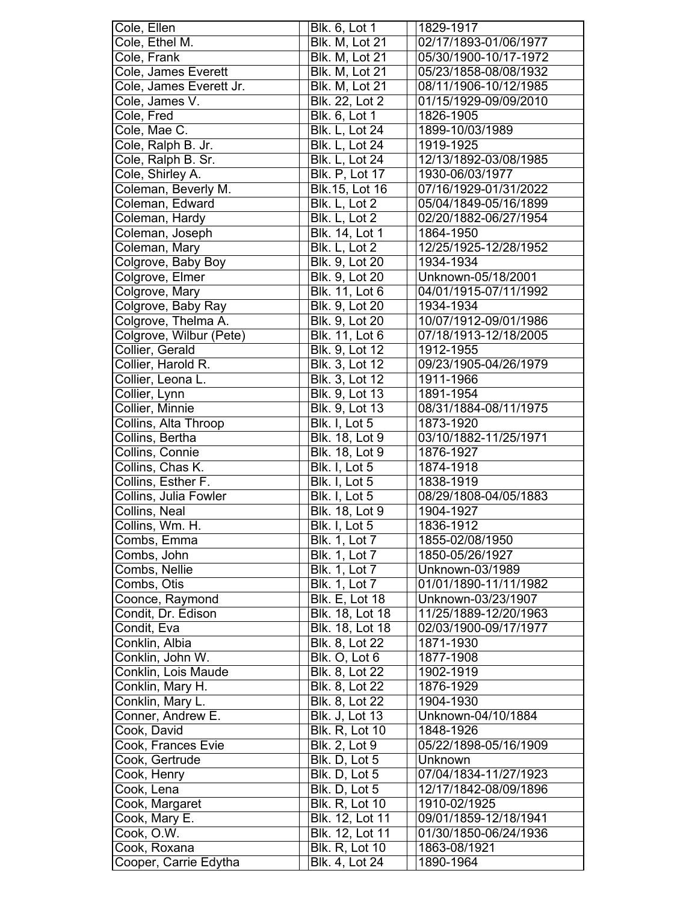| | | |
|---|---|---|
| Cole, Ellen | Blk. 6, Lot 1 | 1829-1917 |
| Cole, Ethel M. | Blk. M, Lot 21 | 02/17/1893-01/06/1977 |
| Cole, Frank | Blk. M, Lot 21 | 05/30/1900-10/17-1972 |
| Cole, James Everett | Blk. M, Lot 21 | 05/23/1858-08/08/1932 |
| Cole, James Everett Jr. | Blk. M, Lot 21 | 08/11/1906-10/12/1985 |
| Cole, James V. | Blk. 22, Lot 2 | 01/15/1929-09/09/2010 |
| Cole, Fred | Blk. 6, Lot 1 | 1826-1905 |
| Cole, Mae C. | Blk. L, Lot 24 | 1899-10/03/1989 |
| Cole, Ralph B. Jr. | Blk. L, Lot 24 | 1919-1925 |
| Cole, Ralph B. Sr. | Blk. L, Lot 24 | 12/13/1892-03/08/1985 |
| Cole, Shirley A. | Blk. P, Lot 17 | 1930-06/03/1977 |
| Coleman, Beverly M. | Blk.15, Lot 16 | 07/16/1929-01/31/2022 |
| Coleman, Edward | Blk. L, Lot 2 | 05/04/1849-05/16/1899 |
| Coleman, Hardy | Blk. L, Lot 2 | 02/20/1882-06/27/1954 |
| Coleman, Joseph | Blk. 14, Lot 1 | 1864-1950 |
| Coleman, Mary | Blk. L, Lot 2 | 12/25/1925-12/28/1952 |
| Colgrove, Baby Boy | Blk. 9, Lot 20 | 1934-1934 |
| Colgrove, Elmer | Blk. 9, Lot 20 | Unknown-05/18/2001 |
| Colgrove, Mary | Blk. 11, Lot 6 | 04/01/1915-07/11/1992 |
| Colgrove, Baby Ray | Blk. 9, Lot 20 | 1934-1934 |
| Colgrove, Thelma A. | Blk. 9, Lot 20 | 10/07/1912-09/01/1986 |
| Colgrove, Wilbur (Pete) | Blk. 11, Lot 6 | 07/18/1913-12/18/2005 |
| Collier, Gerald | Blk. 9, Lot 12 | 1912-1955 |
| Collier, Harold R. | Blk. 3, Lot 12 | 09/23/1905-04/26/1979 |
| Collier, Leona L. | Blk. 3, Lot 12 | 1911-1966 |
| Collier, Lynn | Blk. 9, Lot 13 | 1891-1954 |
| Collier, Minnie | Blk. 9, Lot 13 | 08/31/1884-08/11/1975 |
| Collins, Alta Throop | Blk. I, Lot 5 | 1873-1920 |
| Collins, Bertha | Blk. 18, Lot 9 | 03/10/1882-11/25/1971 |
| Collins, Connie | Blk. 18, Lot 9 | 1876-1927 |
| Collins, Chas K. | Blk. I, Lot 5 | 1874-1918 |
| Collins, Esther F. | Blk. I, Lot 5 | 1838-1919 |
| Collins, Julia Fowler | Blk. I, Lot 5 | 08/29/1808-04/05/1883 |
| Collins, Neal | Blk. 18, Lot 9 | 1904-1927 |
| Collins, Wm. H. | Blk. I, Lot 5 | 1836-1912 |
| Combs, Emma | Blk. 1, Lot 7 | 1855-02/08/1950 |
| Combs, John | Blk. 1, Lot 7 | 1850-05/26/1927 |
| Combs, Nellie | Blk. 1, Lot 7 | Unknown-03/1989 |
| Combs, Otis | Blk. 1, Lot 7 | 01/01/1890-11/11/1982 |
| Cooonce, Raymond | Blk. E, Lot 18 | Unknown-03/23/1907 |
| Condit, Dr. Edison | Blk. 18, Lot 18 | 11/25/1889-12/20/1963 |
| Condit, Eva | Blk. 18, Lot 18 | 02/03/1900-09/17/1977 |
| Conklin, Albia | Blk. 8, Lot 22 | 1871-1930 |
| Conklin, John W. | Blk. O, Lot 6 | 1877-1908 |
| Conklin, Lois Maude | Blk. 8, Lot 22 | 1902-1919 |
| Conklin, Mary H. | Blk. 8, Lot 22 | 1876-1929 |
| Conklin, Mary L. | Blk. 8, Lot 22 | 1904-1930 |
| Conner, Andrew E. | Blk. J, Lot 13 | Unknown-04/10/1884 |
| Cook, David | Blk. R, Lot 10 | 1848-1926 |
| Cook, Frances Evie | Blk. 2, Lot 9 | 05/22/1898-05/16/1909 |
| Cook, Gertrude | Blk. D, Lot 5 | Unknown |
| Cook, Henry | Blk. D, Lot 5 | 07/04/1834-11/27/1923 |
| Cook, Lena | Blk. D, Lot 5 | 12/17/1842-08/09/1896 |
| Cook, Margaret | Blk. R, Lot 10 | 1910-02/1925 |
| Cook, Mary E. | Blk. 12, Lot 11 | 09/01/1859-12/18/1941 |
| Cook, O.W. | Blk. 12, Lot 11 | 01/30/1850-06/24/1936 |
| Cook, Roxana | Blk. R, Lot 10 | 1863-08/1921 |
| Cooper, Carrie Edytha | Blk. 4, Lot 24 | 1890-1964 |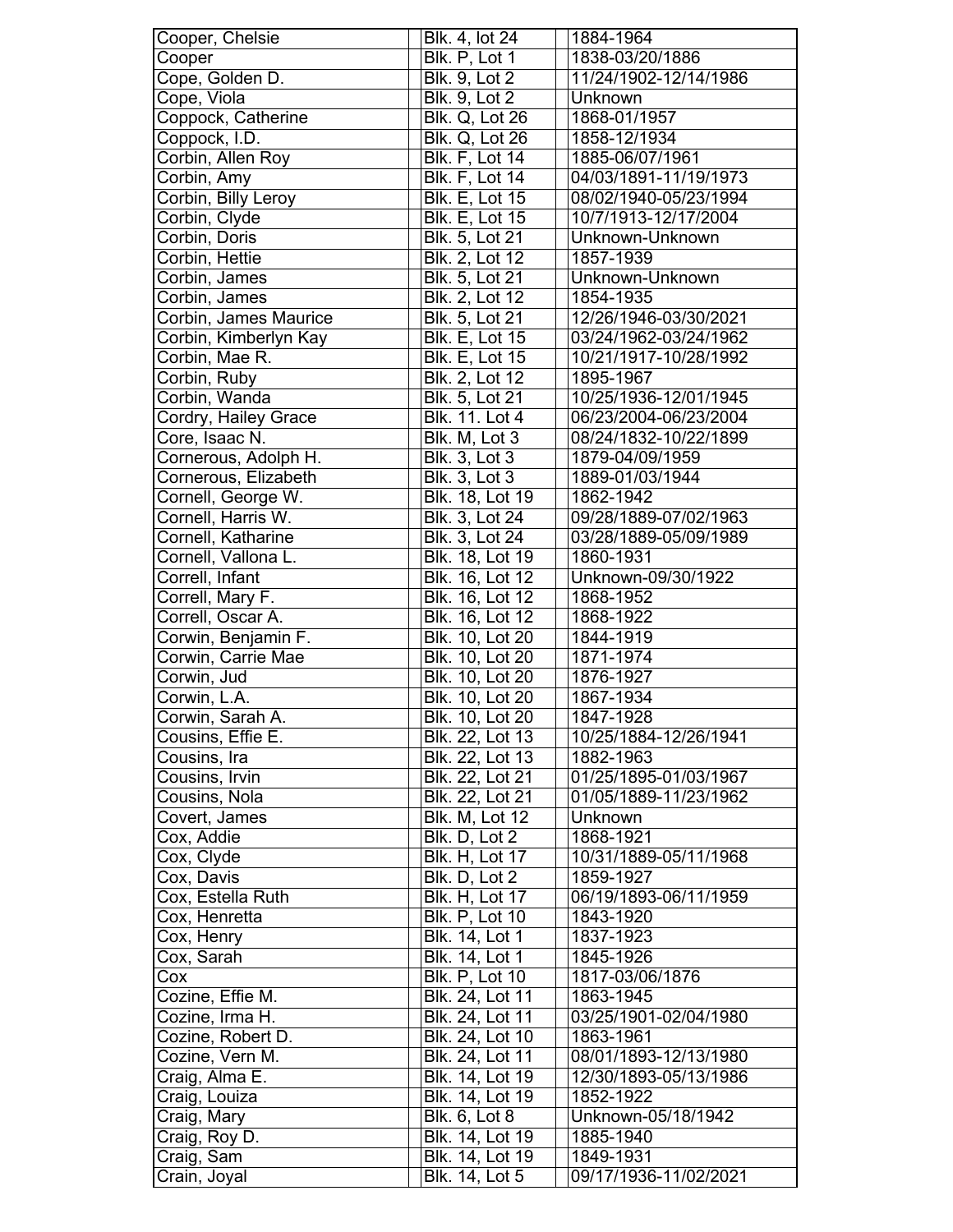| Cooper, Chelsie | Blk. 4, lot 24 | 1884-1964 |
|---|---|---|
| Cooper | Blk. P, Lot 1 | 1838-03/20/1886 |
| Cope, Golden D. | Blk. 9, Lot 2 | 11/24/1902-12/14/1986 |
| Cope, Viola | Blk. 9, Lot 2 | Unknown |
| Coppock, Catherine | Blk. Q, Lot 26 | 1868-01/1957 |
| Coppock, I.D. | Blk. Q, Lot 26 | 1858-12/1934 |
| Corbin, Allen Roy | Blk. F, Lot 14 | 1885-06/07/1961 |
| Corbin, Amy | Blk. F, Lot 14 | 04/03/1891-11/19/1973 |
| Corbin, Billy Leroy | Blk. E, Lot 15 | 08/02/1940-05/23/1994 |
| Corbin, Clyde | Blk. E, Lot 15 | 10/7/1913-12/17/2004 |
| Corbin, Doris | Blk. 5, Lot 21 | Unknown-Unknown |
| Corbin, Hettie | Blk. 2, Lot 12 | 1857-1939 |
| Corbin, James | Blk. 5, Lot 21 | Unknown-Unknown |
| Corbin, James | Blk. 2, Lot 12 | 1854-1935 |
| Corbin, James Maurice | Blk. 5, Lot 21 | 12/26/1946-03/30/2021 |
| Corbin, Kimberlyn Kay | Blk. E, Lot 15 | 03/24/1962-03/24/1962 |
| Corbin, Mae R. | Blk. E, Lot 15 | 10/21/1917-10/28/1992 |
| Corbin, Ruby | Blk. 2, Lot 12 | 1895-1967 |
| Corbin, Wanda | Blk. 5, Lot 21 | 10/25/1936-12/01/1945 |
| Cordry, Hailey Grace | Blk. 11. Lot 4 | 06/23/2004-06/23/2004 |
| Core, Isaac N. | Blk. M, Lot 3 | 08/24/1832-10/22/1899 |
| Cornerous, Adolph H. | Blk. 3, Lot 3 | 1879-04/09/1959 |
| Cornerous, Elizabeth | Blk. 3, Lot 3 | 1889-01/03/1944 |
| Cornell, George W. | Blk. 18, Lot 19 | 1862-1942 |
| Cornell, Harris W. | Blk. 3, Lot 24 | 09/28/1889-07/02/1963 |
| Cornell, Katharine | Blk. 3, Lot 24 | 03/28/1889-05/09/1989 |
| Cornell, Vallona L. | Blk. 18, Lot 19 | 1860-1931 |
| Correll, Infant | Blk. 16, Lot 12 | Unknown-09/30/1922 |
| Correll, Mary F. | Blk. 16, Lot 12 | 1868-1952 |
| Correll, Oscar A. | Blk. 16, Lot 12 | 1868-1922 |
| Corwin, Benjamin F. | Blk. 10, Lot 20 | 1844-1919 |
| Corwin, Carrie Mae | Blk. 10, Lot 20 | 1871-1974 |
| Corwin, Jud | Blk. 10, Lot 20 | 1876-1927 |
| Corwin, L.A. | Blk. 10, Lot 20 | 1867-1934 |
| Corwin, Sarah A. | Blk. 10, Lot 20 | 1847-1928 |
| Cousins, Effie E. | Blk. 22, Lot 13 | 10/25/1884-12/26/1941 |
| Cousins, Ira | Blk. 22, Lot 13 | 1882-1963 |
| Cousins, Irvin | Blk. 22, Lot 21 | 01/25/1895-01/03/1967 |
| Cousins, Nola | Blk. 22, Lot 21 | 01/05/1889-11/23/1962 |
| Covert, James | Blk. M, Lot 12 | Unknown |
| Cox, Addie | Blk. D, Lot 2 | 1868-1921 |
| Cox, Clyde | Blk. H, Lot 17 | 10/31/1889-05/11/1968 |
| Cox, Davis | Blk. D, Lot 2 | 1859-1927 |
| Cox, Estella Ruth | Blk. H, Lot 17 | 06/19/1893-06/11/1959 |
| Cox, Henretta | Blk. P, Lot 10 | 1843-1920 |
| Cox, Henry | Blk. 14, Lot 1 | 1837-1923 |
| Cox, Sarah | Blk. 14, Lot 1 | 1845-1926 |
| Cox | Blk. P, Lot 10 | 1817-03/06/1876 |
| Cozine, Effie M. | Blk. 24, Lot 11 | 1863-1945 |
| Cozine, Irma H. | Blk. 24, Lot 11 | 03/25/1901-02/04/1980 |
| Cozine, Robert D. | Blk. 24, Lot 10 | 1863-1961 |
| Cozine, Vern M. | Blk. 24, Lot 11 | 08/01/1893-12/13/1980 |
| Craig, Alma E. | Blk. 14, Lot 19 | 12/30/1893-05/13/1986 |
| Craig, Louiza | Blk. 14, Lot 19 | 1852-1922 |
| Craig, Mary | Blk. 6, Lot 8 | Unknown-05/18/1942 |
| Craig, Roy D. | Blk. 14, Lot 19 | 1885-1940 |
| Craig, Sam | Blk. 14, Lot 19 | 1849-1931 |
| Crain, Joyal | Blk. 14, Lot 5 | 09/17/1936-11/02/2021 |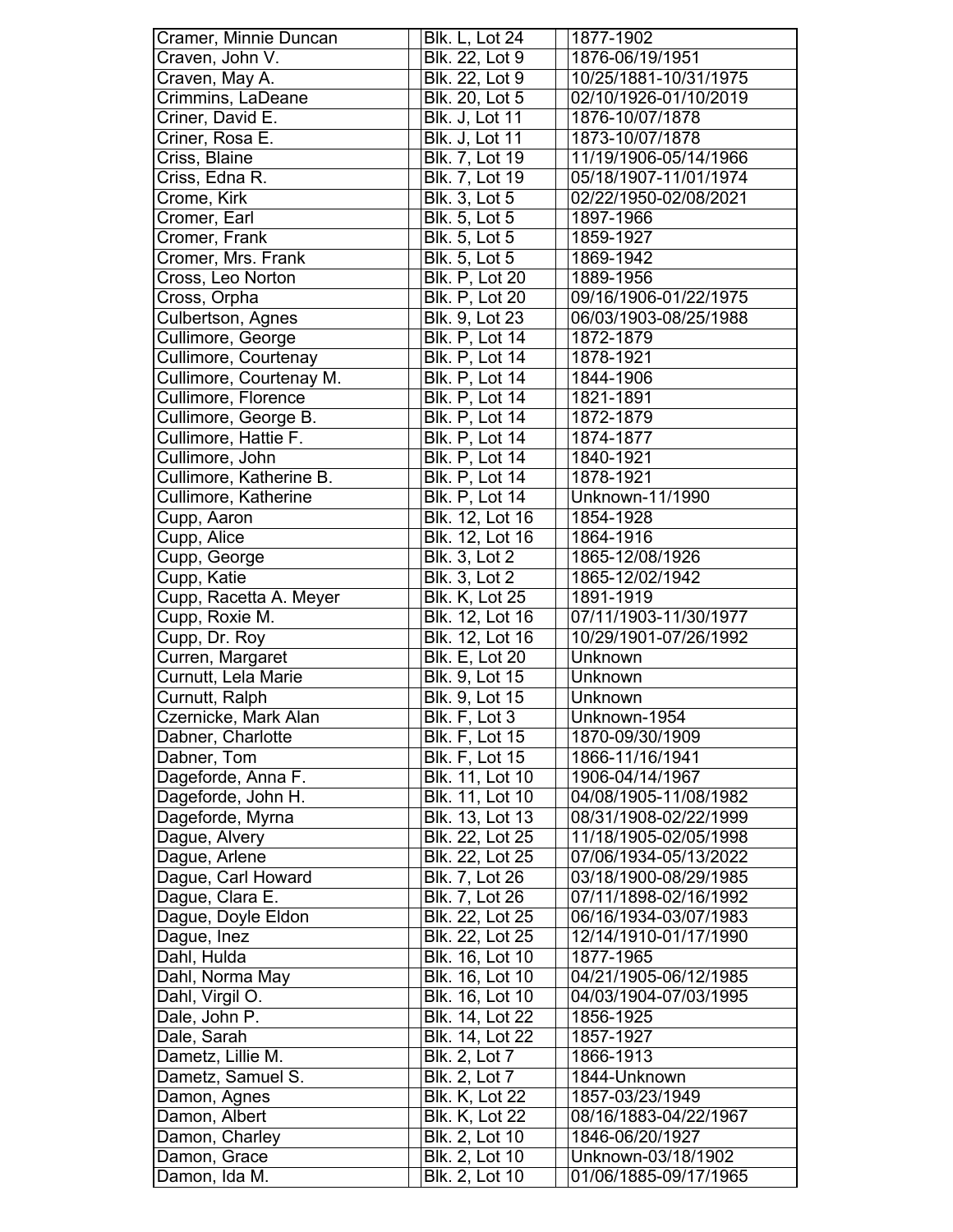| | | |
|---|---|---|
| Cramer, Minnie Duncan | Blk. L, Lot 24 | 1877-1902 |
| Craven, John V. | Blk. 22, Lot 9 | 1876-06/19/1951 |
| Craven, May A. | Blk. 22, Lot 9 | 10/25/1881-10/31/1975 |
| Crimmins, LaDeane | Blk. 20, Lot 5 | 02/10/1926-01/10/2019 |
| Criner, David E. | Blk. J, Lot 11 | 1876-10/07/1878 |
| Criner, Rosa E. | Blk. J, Lot 11 | 1873-10/07/1878 |
| Criss, Blaine | Blk. 7, Lot 19 | 11/19/1906-05/14/1966 |
| Criss, Edna R. | Blk. 7, Lot 19 | 05/18/1907-11/01/1974 |
| Crome, Kirk | Blk. 3, Lot 5 | 02/22/1950-02/08/2021 |
| Cromer, Earl | Blk. 5, Lot 5 | 1897-1966 |
| Cromer, Frank | Blk. 5, Lot 5 | 1859-1927 |
| Cromer, Mrs. Frank | Blk. 5, Lot 5 | 1869-1942 |
| Cross, Leo Norton | Blk. P, Lot 20 | 1889-1956 |
| Cross, Orpha | Blk. P, Lot 20 | 09/16/1906-01/22/1975 |
| Culbertson, Agnes | Blk. 9, Lot 23 | 06/03/1903-08/25/1988 |
| Cullimore, George | Blk. P, Lot 14 | 1872-1879 |
| Cullimore, Courtenay | Blk. P, Lot 14 | 1878-1921 |
| Cullimore, Courtenay M. | Blk. P, Lot 14 | 1844-1906 |
| Cullimore, Florence | Blk. P, Lot 14 | 1821-1891 |
| Cullimore, George B. | Blk. P, Lot 14 | 1872-1879 |
| Cullimore, Hattie F. | Blk. P, Lot 14 | 1874-1877 |
| Cullimore, John | Blk. P, Lot 14 | 1840-1921 |
| Cullimore, Katherine B. | Blk. P, Lot 14 | 1878-1921 |
| Cullimore, Katherine | Blk. P, Lot 14 | Unknown-11/1990 |
| Cupp, Aaron | Blk. 12, Lot 16 | 1854-1928 |
| Cupp, Alice | Blk. 12, Lot 16 | 1864-1916 |
| Cupp, George | Blk. 3, Lot 2 | 1865-12/08/1926 |
| Cupp, Katie | Blk. 3, Lot 2 | 1865-12/02/1942 |
| Cupp, Racetta A. Meyer | Blk. K, Lot 25 | 1891-1919 |
| Cupp, Roxie M. | Blk. 12, Lot 16 | 07/11/1903-11/30/1977 |
| Cupp, Dr. Roy | Blk. 12, Lot 16 | 10/29/1901-07/26/1992 |
| Curren, Margaret | Blk. E, Lot 20 | Unknown |
| Curnutt, Lela Marie | Blk. 9, Lot 15 | Unknown |
| Curnutt, Ralph | Blk. 9, Lot 15 | Unknown |
| Czernicke, Mark Alan | Blk. F, Lot 3 | Unknown-1954 |
| Dabner, Charlotte | Blk. F, Lot 15 | 1870-09/30/1909 |
| Dabner, Tom | Blk. F, Lot 15 | 1866-11/16/1941 |
| Dageforde, Anna F. | Blk. 11, Lot 10 | 1906-04/14/1967 |
| Dageforde, John H. | Blk. 11, Lot 10 | 04/08/1905-11/08/1982 |
| Dageforde, Myrna | Blk. 13, Lot 13 | 08/31/1908-02/22/1999 |
| Dague, Alvery | Blk. 22, Lot 25 | 11/18/1905-02/05/1998 |
| Dague, Arlene | Blk. 22, Lot 25 | 07/06/1934-05/13/2022 |
| Dague, Carl Howard | Blk. 7, Lot 26 | 03/18/1900-08/29/1985 |
| Dague, Clara E. | Blk. 7, Lot 26 | 07/11/1898-02/16/1992 |
| Dague, Doyle Eldon | Blk. 22, Lot 25 | 06/16/1934-03/07/1983 |
| Dague, Inez | Blk. 22, Lot 25 | 12/14/1910-01/17/1990 |
| Dahl, Hulda | Blk. 16, Lot 10 | 1877-1965 |
| Dahl, Norma May | Blk. 16, Lot 10 | 04/21/1905-06/12/1985 |
| Dahl, Virgil O. | Blk. 16, Lot 10 | 04/03/1904-07/03/1995 |
| Dale, John P. | Blk. 14, Lot 22 | 1856-1925 |
| Dale, Sarah | Blk. 14, Lot 22 | 1857-1927 |
| Dametz, Lillie M. | Blk. 2, Lot 7 | 1866-1913 |
| Dametz, Samuel S. | Blk. 2, Lot 7 | 1844-Unknown |
| Damon, Agnes | Blk. K, Lot 22 | 1857-03/23/1949 |
| Damon, Albert | Blk. K, Lot 22 | 08/16/1883-04/22/1967 |
| Damon, Charley | Blk. 2, Lot 10 | 1846-06/20/1927 |
| Damon, Grace | Blk. 2, Lot 10 | Unknown-03/18/1902 |
| Damon, Ida M. | Blk. 2, Lot 10 | 01/06/1885-09/17/1965 |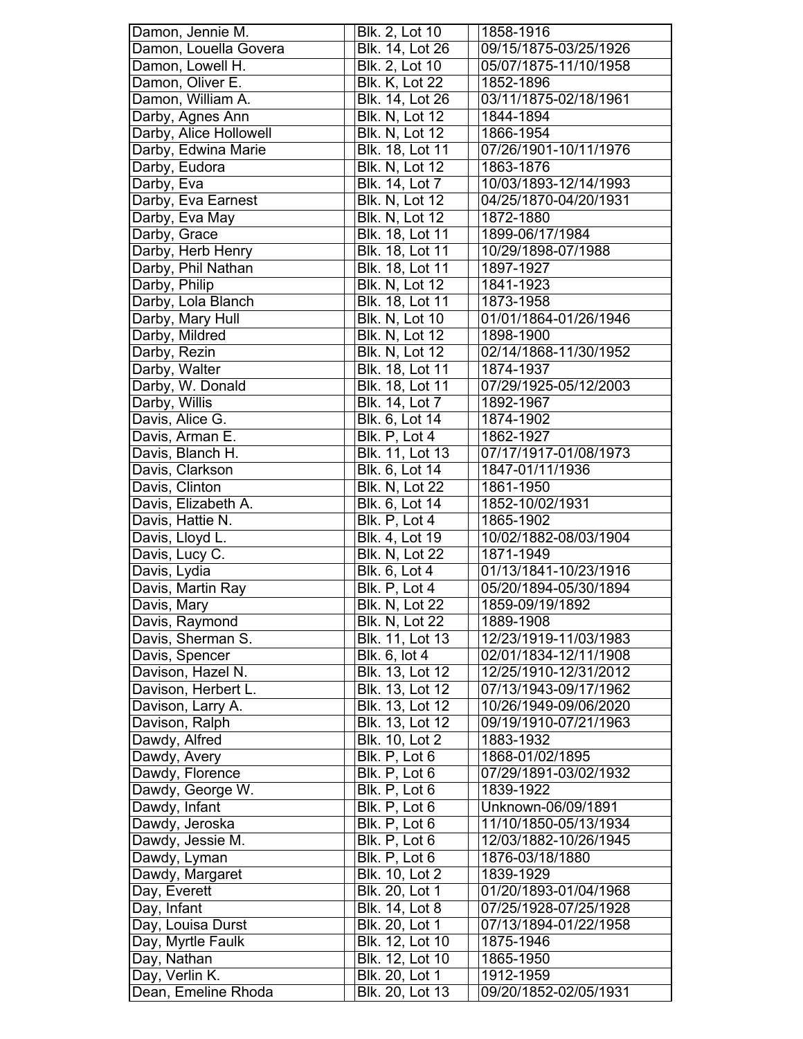| | | |
|---|---|---|
| Damon, Jennie M. | Blk. 2, Lot 10 | 1858-1916 |
| Damon, Louella Govera | Blk. 14, Lot 26 | 09/15/1875-03/25/1926 |
| Damon, Lowell H. | Blk. 2, Lot 10 | 05/07/1875-11/10/1958 |
| Damon, Oliver E. | Blk. K, Lot 22 | 1852-1896 |
| Damon, William A. | Blk. 14, Lot 26 | 03/11/1875-02/18/1961 |
| Darby, Agnes Ann | Blk. N, Lot 12 | 1844-1894 |
| Darby, Alice Hollowell | Blk. N, Lot 12 | 1866-1954 |
| Darby, Edwina Marie | Blk. 18, Lot 11 | 07/26/1901-10/11/1976 |
| Darby, Eudora | Blk. N, Lot 12 | 1863-1876 |
| Darby, Eva | Blk. 14, Lot 7 | 10/03/1893-12/14/1993 |
| Darby, Eva Earnest | Blk. N, Lot 12 | 04/25/1870-04/20/1931 |
| Darby, Eva May | Blk. N, Lot 12 | 1872-1880 |
| Darby, Grace | Blk. 18, Lot 11 | 1899-06/17/1984 |
| Darby, Herb Henry | Blk. 18, Lot 11 | 10/29/1898-07/1988 |
| Darby, Phil Nathan | Blk. 18, Lot 11 | 1897-1927 |
| Darby, Philip | Blk. N, Lot 12 | 1841-1923 |
| Darby, Lola Blanch | Blk. 18, Lot 11 | 1873-1958 |
| Darby, Mary Hull | Blk. N, Lot 10 | 01/01/1864-01/26/1946 |
| Darby, Mildred | Blk. N, Lot 12 | 1898-1900 |
| Darby, Rezin | Blk. N, Lot 12 | 02/14/1868-11/30/1952 |
| Darby, Walter | Blk. 18, Lot 11 | 1874-1937 |
| Darby, W. Donald | Blk. 18, Lot 11 | 07/29/1925-05/12/2003 |
| Darby, Willis | Blk. 14, Lot 7 | 1892-1967 |
| Davis, Alice G. | Blk. 6, Lot 14 | 1874-1902 |
| Davis, Arman E. | Blk. P, Lot 4 | 1862-1927 |
| Davis, Blanch H. | Blk. 11, Lot 13 | 07/17/1917-01/08/1973 |
| Davis, Clarkson | Blk. 6, Lot 14 | 1847-01/11/1936 |
| Davis, Clinton | Blk. N, Lot 22 | 1861-1950 |
| Davis, Elizabeth A. | Blk. 6, Lot 14 | 1852-10/02/1931 |
| Davis, Hattie N. | Blk. P, Lot 4 | 1865-1902 |
| Davis, Lloyd L. | Blk. 4, Lot 19 | 10/02/1882-08/03/1904 |
| Davis, Lucy C. | Blk. N, Lot 22 | 1871-1949 |
| Davis, Lydia | Blk. 6, Lot 4 | 01/13/1841-10/23/1916 |
| Davis, Martin Ray | Blk. P, Lot 4 | 05/20/1894-05/30/1894 |
| Davis, Mary | Blk. N, Lot 22 | 1859-09/19/1892 |
| Davis, Raymond | Blk. N, Lot 22 | 1889-1908 |
| Davis, Sherman S. | Blk. 11, Lot 13 | 12/23/1919-11/03/1983 |
| Davis, Spencer | Blk. 6, lot 4 | 02/01/1834-12/11/1908 |
| Davison, Hazel N. | Blk. 13, Lot 12 | 12/25/1910-12/31/2012 |
| Davison, Herbert L. | Blk. 13, Lot 12 | 07/13/1943-09/17/1962 |
| Davison, Larry A. | Blk. 13, Lot 12 | 10/26/1949-09/06/2020 |
| Davison, Ralph | Blk. 13, Lot 12 | 09/19/1910-07/21/1963 |
| Dawdy, Alfred | Blk. 10, Lot 2 | 1883-1932 |
| Dawdy, Avery | Blk. P, Lot 6 | 1868-01/02/1895 |
| Dawdy, Florence | Blk. P, Lot 6 | 07/29/1891-03/02/1932 |
| Dawdy, George W. | Blk. P, Lot 6 | 1839-1922 |
| Dawdy, Infant | Blk. P, Lot 6 | Unknown-06/09/1891 |
| Dawdy, Jeroska | Blk. P, Lot 6 | 11/10/1850-05/13/1934 |
| Dawdy, Jessie M. | Blk. P, Lot 6 | 12/03/1882-10/26/1945 |
| Dawdy, Lyman | Blk. P, Lot 6 | 1876-03/18/1880 |
| Dawdy, Margaret | Blk. 10, Lot 2 | 1839-1929 |
| Day, Everett | Blk. 20, Lot 1 | 01/20/1893-01/04/1968 |
| Day, Infant | Blk. 14, Lot 8 | 07/25/1928-07/25/1928 |
| Day, Louisa Durst | Blk. 20, Lot 1 | 07/13/1894-01/22/1958 |
| Day, Myrtle Faulk | Blk. 12, Lot 10 | 1875-1946 |
| Day, Nathan | Blk. 12, Lot 10 | 1865-1950 |
| Day, Verlin K. | Blk. 20, Lot 1 | 1912-1959 |
| Dean, Emeline Rhoda | Blk. 20, Lot 13 | 09/20/1852-02/05/1931 |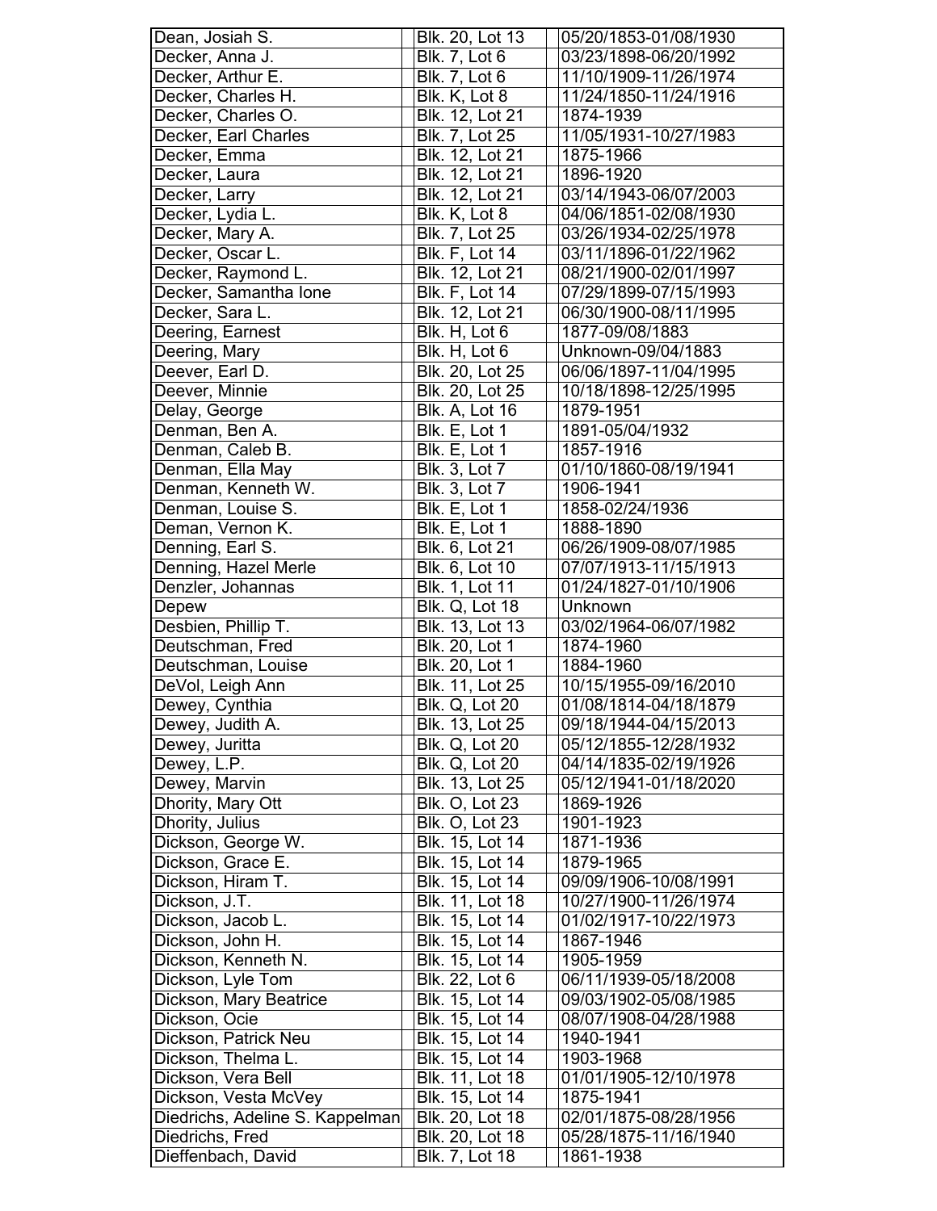| Dean, Josiah S. | Blk. 20, Lot 13 | 05/20/1853-01/08/1930 |
|---|---|---|
| Decker, Anna J. | Blk. 7, Lot 6 | 03/23/1898-06/20/1992 |
| Decker, Arthur E. | Blk. 7, Lot 6 | 11/10/1909-11/26/1974 |
| Decker, Charles H. | Blk. K, Lot 8 | 11/24/1850-11/24/1916 |
| Decker, Charles O. | Blk. 12, Lot 21 | 1874-1939 |
| Decker, Earl Charles | Blk. 7, Lot 25 | 11/05/1931-10/27/1983 |
| Decker, Emma | Blk. 12, Lot 21 | 1875-1966 |
| Decker, Laura | Blk. 12, Lot 21 | 1896-1920 |
| Decker, Larry | Blk. 12, Lot 21 | 03/14/1943-06/07/2003 |
| Decker, Lydia L. | Blk. K, Lot 8 | 04/06/1851-02/08/1930 |
| Decker, Mary A. | Blk. 7, Lot 25 | 03/26/1934-02/25/1978 |
| Decker, Oscar L. | Blk. F, Lot 14 | 03/11/1896-01/22/1962 |
| Decker, Raymond L. | Blk. 12, Lot 21 | 08/21/1900-02/01/1997 |
| Decker, Samantha Ione | Blk. F, Lot 14 | 07/29/1899-07/15/1993 |
| Decker, Sara L. | Blk. 12, Lot 21 | 06/30/1900-08/11/1995 |
| Deering, Earnest | Blk. H, Lot 6 | 1877-09/08/1883 |
| Deering, Mary | Blk. H, Lot 6 | Unknown-09/04/1883 |
| Deever, Earl D. | Blk. 20, Lot 25 | 06/06/1897-11/04/1995 |
| Deever, Minnie | Blk. 20, Lot 25 | 10/18/1898-12/25/1995 |
| Delay, George | Blk. A, Lot 16 | 1879-1951 |
| Denman, Ben A. | Blk. E, Lot 1 | 1891-05/04/1932 |
| Denman, Caleb B. | Blk. E, Lot 1 | 1857-1916 |
| Denman, Ella May | Blk. 3, Lot 7 | 01/10/1860-08/19/1941 |
| Denman, Kenneth W. | Blk. 3, Lot 7 | 1906-1941 |
| Denman, Louise S. | Blk. E, Lot 1 | 1858-02/24/1936 |
| Deman, Vernon K. | Blk. E, Lot 1 | 1888-1890 |
| Denning, Earl S. | Blk. 6, Lot 21 | 06/26/1909-08/07/1985 |
| Denning, Hazel Merle | Blk. 6, Lot 10 | 07/07/1913-11/15/1913 |
| Denzler, Johannas | Blk. 1, Lot 11 | 01/24/1827-01/10/1906 |
| Depew | Blk. Q, Lot 18 | Unknown |
| Desbien, Phillip T. | Blk. 13, Lot 13 | 03/02/1964-06/07/1982 |
| Deutschman, Fred | Blk. 20, Lot 1 | 1874-1960 |
| Deutschman, Louise | Blk. 20, Lot 1 | 1884-1960 |
| DeVol, Leigh Ann | Blk. 11, Lot 25 | 10/15/1955-09/16/2010 |
| Dewey, Cynthia | Blk. Q, Lot 20 | 01/08/1814-04/18/1879 |
| Dewey, Judith A. | Blk. 13, Lot 25 | 09/18/1944-04/15/2013 |
| Dewey, Juritta | Blk. Q, Lot 20 | 05/12/1855-12/28/1932 |
| Dewey, L.P. | Blk. Q, Lot 20 | 04/14/1835-02/19/1926 |
| Dewey, Marvin | Blk. 13, Lot 25 | 05/12/1941-01/18/2020 |
| Dhority, Mary Ott | Blk. O, Lot 23 | 1869-1926 |
| Dhority, Julius | Blk. O, Lot 23 | 1901-1923 |
| Dickson, George W. | Blk. 15, Lot 14 | 1871-1936 |
| Dickson, Grace E. | Blk. 15, Lot 14 | 1879-1965 |
| Dickson, Hiram T. | Blk. 15, Lot 14 | 09/09/1906-10/08/1991 |
| Dickson, J.T. | Blk. 11, Lot 18 | 10/27/1900-11/26/1974 |
| Dickson, Jacob L. | Blk. 15, Lot 14 | 01/02/1917-10/22/1973 |
| Dickson, John H. | Blk. 15, Lot 14 | 1867-1946 |
| Dickson, Kenneth N. | Blk. 15, Lot 14 | 1905-1959 |
| Dickson, Lyle Tom | Blk. 22, Lot 6 | 06/11/1939-05/18/2008 |
| Dickson, Mary Beatrice | Blk. 15, Lot 14 | 09/03/1902-05/08/1985 |
| Dickson, Ocie | Blk. 15, Lot 14 | 08/07/1908-04/28/1988 |
| Dickson, Patrick Neu | Blk. 15, Lot 14 | 1940-1941 |
| Dickson, Thelma L. | Blk. 15, Lot 14 | 1903-1968 |
| Dickson, Vera Bell | Blk. 11, Lot 18 | 01/01/1905-12/10/1978 |
| Dickson, Vesta McVey | Blk. 15, Lot 14 | 1875-1941 |
| Diedrichs, Adeline S. Kappelman | Blk. 20, Lot 18 | 02/01/1875-08/28/1956 |
| Diedrichs, Fred | Blk. 20, Lot 18 | 05/28/1875-11/16/1940 |
| Dieffenbach, David | Blk. 7, Lot 18 | 1861-1938 |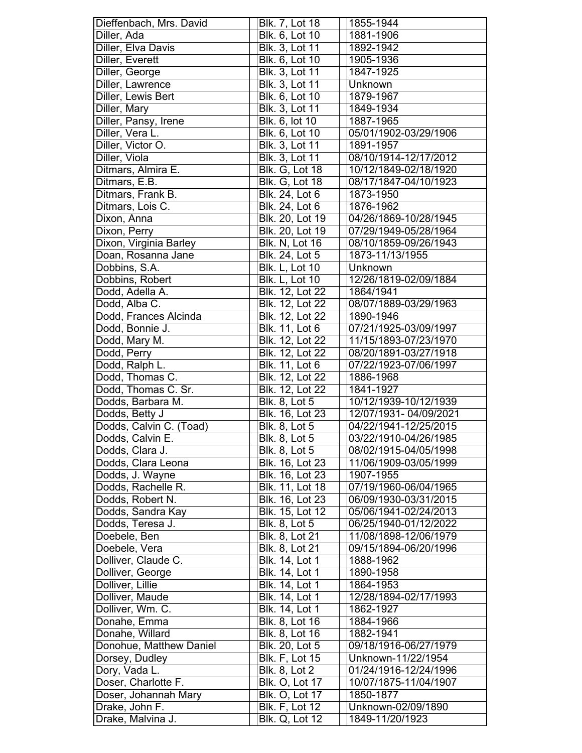| | | |
|---|---|---|
| Dieffenbach, Mrs. David | Blk. 7, Lot 18 | 1855-1944 |
| Diller, Ada | Blk. 6, Lot 10 | 1881-1906 |
| Diller, Elva Davis | Blk. 3, Lot 11 | 1892-1942 |
| Diller, Everett | Blk. 6, Lot 10 | 1905-1936 |
| Diller, George | Blk. 3, Lot 11 | 1847-1925 |
| Diller, Lawrence | Blk. 3, Lot 11 | Unknown |
| Diller, Lewis Bert | Blk. 6, Lot 10 | 1879-1967 |
| Diller, Mary | Blk. 3, Lot 11 | 1849-1934 |
| Diller, Pansy, Irene | Blk. 6, lot 10 | 1887-1965 |
| Diller, Vera L. | Blk. 6, Lot 10 | 05/01/1902-03/29/1906 |
| Diller, Victor O. | Blk. 3, Lot 11 | 1891-1957 |
| Diller, Viola | Blk. 3, Lot 11 | 08/10/1914-12/17/2012 |
| Ditmars, Almira E. | Blk. G, Lot 18 | 10/12/1849-02/18/1920 |
| Ditmars, E.B. | Blk. G, Lot 18 | 08/17/1847-04/10/1923 |
| Ditmars, Frank B. | Blk. 24, Lot 6 | 1873-1950 |
| Ditmars, Lois C. | Blk. 24, Lot 6 | 1876-1962 |
| Dixon, Anna | Blk. 20, Lot 19 | 04/26/1869-10/28/1945 |
| Dixon, Perry | Blk. 20, Lot 19 | 07/29/1949-05/28/1964 |
| Dixon, Virginia Barley | Blk. N, Lot 16 | 08/10/1859-09/26/1943 |
| Doan, Rosanna Jane | Blk. 24, Lot 5 | 1873-11/13/1955 |
| Dobbins, S.A. | Blk. L, Lot 10 | Unknown |
| Dobbins, Robert | Blk. L, Lot 10 | 12/26/1819-02/09/1884 |
| Dodd, Adella A. | Blk. 12, Lot 22 | 1864/1941 |
| Dodd, Alba C. | Blk. 12, Lot 22 | 08/07/1889-03/29/1963 |
| Dodd, Frances Alcinda | Blk. 12, Lot 22 | 1890-1946 |
| Dodd, Bonnie J. | Blk. 11, Lot 6 | 07/21/1925-03/09/1997 |
| Dodd, Mary M. | Blk. 12, Lot 22 | 11/15/1893-07/23/1970 |
| Dodd, Perry | Blk. 12, Lot 22 | 08/20/1891-03/27/1918 |
| Dodd, Ralph L. | Blk. 11, Lot 6 | 07/22/1923-07/06/1997 |
| Dodd, Thomas C. | Blk. 12, Lot 22 | 1886-1968 |
| Dodd, Thomas C. Sr. | Blk. 12, Lot 22 | 1841-1927 |
| Dodds, Barbara M. | Blk. 8, Lot 5 | 10/12/1939-10/12/1939 |
| Dodds, Betty J | Blk. 16, Lot 23 | 12/07/1931- 04/09/2021 |
| Dodds, Calvin C. (Toad) | Blk. 8, Lot 5 | 04/22/1941-12/25/2015 |
| Dodds, Calvin E. | Blk. 8, Lot 5 | 03/22/1910-04/26/1985 |
| Dodds, Clara J. | Blk. 8, Lot 5 | 08/02/1915-04/05/1998 |
| Dodds, Clara Leona | Blk. 16, Lot 23 | 11/06/1909-03/05/1999 |
| Dodds, J. Wayne | Blk. 16, Lot 23 | 1907-1955 |
| Dodds, Rachelle R. | Blk. 11, Lot 18 | 07/19/1960-06/04/1965 |
| Dodds, Robert N. | Blk. 16, Lot 23 | 06/09/1930-03/31/2015 |
| Dodds, Sandra Kay | Blk. 15, Lot 12 | 05/06/1941-02/24/2013 |
| Dodds, Teresa J. | Blk. 8, Lot 5 | 06/25/1940-01/12/2022 |
| Doebele, Ben | Blk. 8, Lot 21 | 11/08/1898-12/06/1979 |
| Doebele, Vera | Blk. 8, Lot 21 | 09/15/1894-06/20/1996 |
| Dolliver, Claude C. | Blk. 14, Lot 1 | 1888-1962 |
| Dolliver, George | Blk. 14, Lot 1 | 1890-1958 |
| Dolliver, Lillie | Blk. 14, Lot 1 | 1864-1953 |
| Dolliver, Maude | Blk. 14, Lot 1 | 12/28/1894-02/17/1993 |
| Dolliver, Wm. C. | Blk. 14, Lot 1 | 1862-1927 |
| Donahe, Emma | Blk. 8, Lot 16 | 1884-1966 |
| Donahe, Willard | Blk. 8, Lot 16 | 1882-1941 |
| Donohue, Matthew Daniel | Blk. 20, Lot 5 | 09/18/1916-06/27/1979 |
| Dorsey, Dudley | Blk. F, Lot 15 | Unknown-11/22/1954 |
| Dory, Vada L. | Blk. 8, Lot 2 | 01/24/1916-12/24/1996 |
| Doser, Charlotte F. | Blk. O, Lot 17 | 10/07/1875-11/04/1907 |
| Doser, Johannah Mary | Blk. O, Lot 17 | 1850-1877 |
| Drake, John F. | Blk. F, Lot 12 | Unknown-02/09/1890 |
| Drake, Malvina J. | Blk. Q, Lot 12 | 1849-11/20/1923 |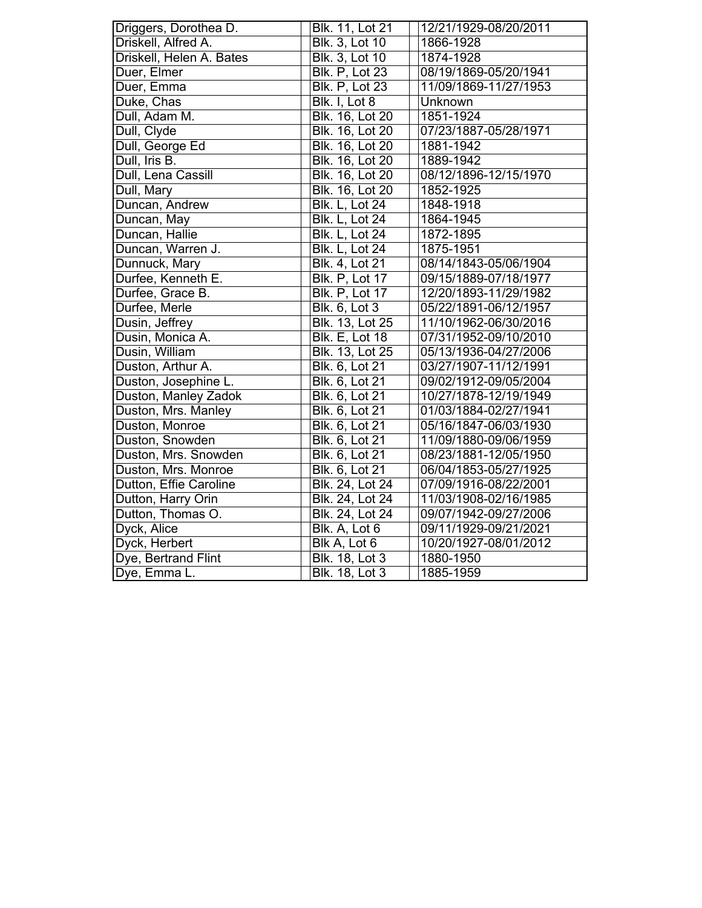| | | |
|---|---|---|
| Driggers, Dorothea D. | Blk. 11, Lot 21 | 12/21/1929-08/20/2011 |
| Driskell, Alfred A. | Blk. 3, Lot 10 | 1866-1928 |
| Driskell, Helen A. Bates | Blk. 3, Lot 10 | 1874-1928 |
| Duer, Elmer | Blk. P, Lot 23 | 08/19/1869-05/20/1941 |
| Duer, Emma | Blk. P, Lot 23 | 11/09/1869-11/27/1953 |
| Duke, Chas | Blk. I, Lot 8 | Unknown |
| Dull, Adam M. | Blk. 16, Lot 20 | 1851-1924 |
| Dull, Clyde | Blk. 16, Lot 20 | 07/23/1887-05/28/1971 |
| Dull, George Ed | Blk. 16, Lot 20 | 1881-1942 |
| Dull, Iris B. | Blk. 16, Lot 20 | 1889-1942 |
| Dull, Lena Cassill | Blk. 16, Lot 20 | 08/12/1896-12/15/1970 |
| Dull, Mary | Blk. 16, Lot 20 | 1852-1925 |
| Duncan, Andrew | Blk. L, Lot 24 | 1848-1918 |
| Duncan, May | Blk. L, Lot 24 | 1864-1945 |
| Duncan, Hallie | Blk. L, Lot 24 | 1872-1895 |
| Duncan, Warren J. | Blk. L, Lot 24 | 1875-1951 |
| Dunnuck, Mary | Blk. 4, Lot 21 | 08/14/1843-05/06/1904 |
| Durfee, Kenneth E. | Blk. P, Lot 17 | 09/15/1889-07/18/1977 |
| Durfee, Grace B. | Blk. P, Lot 17 | 12/20/1893-11/29/1982 |
| Durfee, Merle | Blk. 6, Lot 3 | 05/22/1891-06/12/1957 |
| Dusin, Jeffrey | Blk. 13, Lot 25 | 11/10/1962-06/30/2016 |
| Dusin, Monica A. | Blk. E, Lot 18 | 07/31/1952-09/10/2010 |
| Dusin, William | Blk. 13, Lot 25 | 05/13/1936-04/27/2006 |
| Duston, Arthur A. | Blk. 6, Lot 21 | 03/27/1907-11/12/1991 |
| Duston, Josephine L. | Blk. 6, Lot 21 | 09/02/1912-09/05/2004 |
| Duston, Manley Zadok | Blk. 6, Lot 21 | 10/27/1878-12/19/1949 |
| Duston, Mrs. Manley | Blk. 6, Lot 21 | 01/03/1884-02/27/1941 |
| Duston, Monroe | Blk. 6, Lot 21 | 05/16/1847-06/03/1930 |
| Duston, Snowden | Blk. 6, Lot 21 | 11/09/1880-09/06/1959 |
| Duston, Mrs. Snowden | Blk. 6, Lot 21 | 08/23/1881-12/05/1950 |
| Duston, Mrs. Monroe | Blk. 6, Lot 21 | 06/04/1853-05/27/1925 |
| Dutton, Effie Caroline | Blk. 24, Lot 24 | 07/09/1916-08/22/2001 |
| Dutton, Harry Orin | Blk. 24, Lot 24 | 11/03/1908-02/16/1985 |
| Dutton, Thomas O. | Blk. 24, Lot 24 | 09/07/1942-09/27/2006 |
| Dyck, Alice | Blk. A, Lot 6 | 09/11/1929-09/21/2021 |
| Dyck, Herbert | Blk A, Lot 6 | 10/20/1927-08/01/2012 |
| Dye, Bertrand Flint | Blk. 18, Lot 3 | 1880-1950 |
| Dye, Emma L. | Blk. 18, Lot 3 | 1885-1959 |